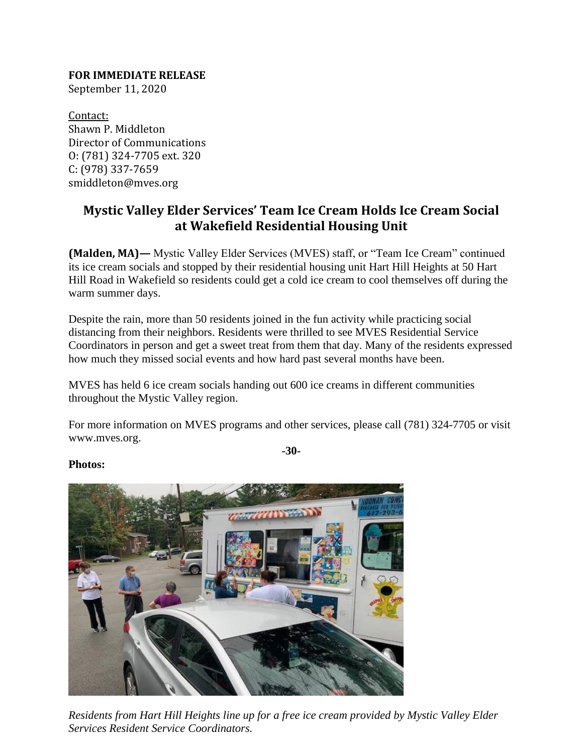**FOR IMMEDIATE RELEASE**
September 11, 2020

Contact:
Shawn P. Middleton
Director of Communications
O: (781) 324-7705 ext. 320
C: (978) 337-7659
smiddleton@mves.org

## Mystic Valley Elder Services' Team Ice Cream Holds Ice Cream Social at Wakefield Residential Housing Unit

**(Malden, MA)—** Mystic Valley Elder Services (MVES) staff, or "Team Ice Cream" continued its ice cream socials and stopped by their residential housing unit Hart Hill Heights at 50 Hart Hill Road in Wakefield so residents could get a cold ice cream to cool themselves off during the warm summer days.

Despite the rain, more than 50 residents joined in the fun activity while practicing social distancing from their neighbors. Residents were thrilled to see MVES Residential Service Coordinators in person and get a sweet treat from them that day. Many of the residents expressed how much they missed social events and how hard past several months have been.

MVES has held 6 ice cream socials handing out 600 ice creams in different communities throughout the Mystic Valley region.

For more information on MVES programs and other services, please call (781) 324-7705 or visit www.mves.org.

-30-

**Photos:**

*Residents from Hart Hill Heights line up for a free ice cream provided by Mystic Valley Elder Services Resident Service Coordinators.*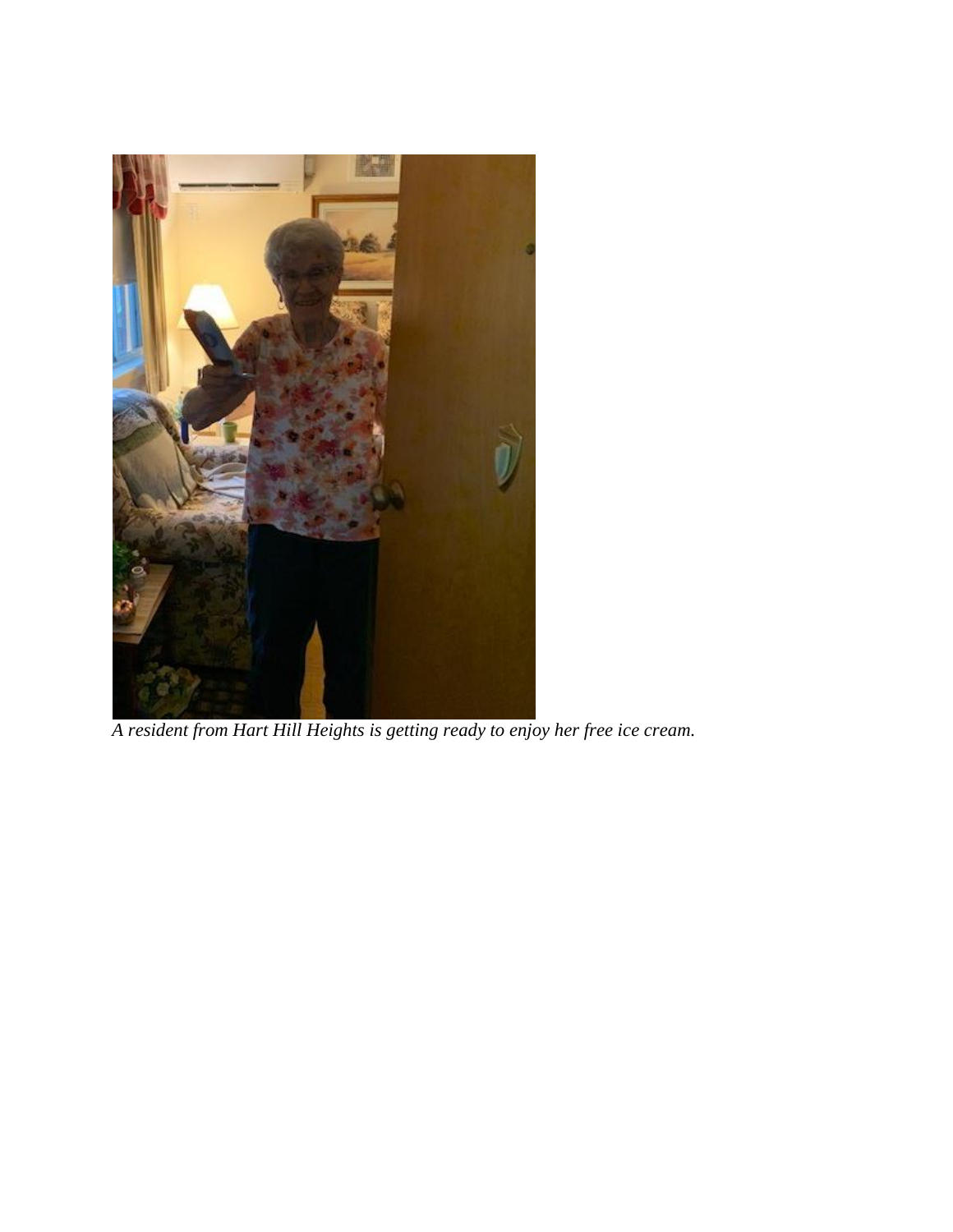*A resident from Hart Hill Heights is getting ready to enjoy her free ice cream.*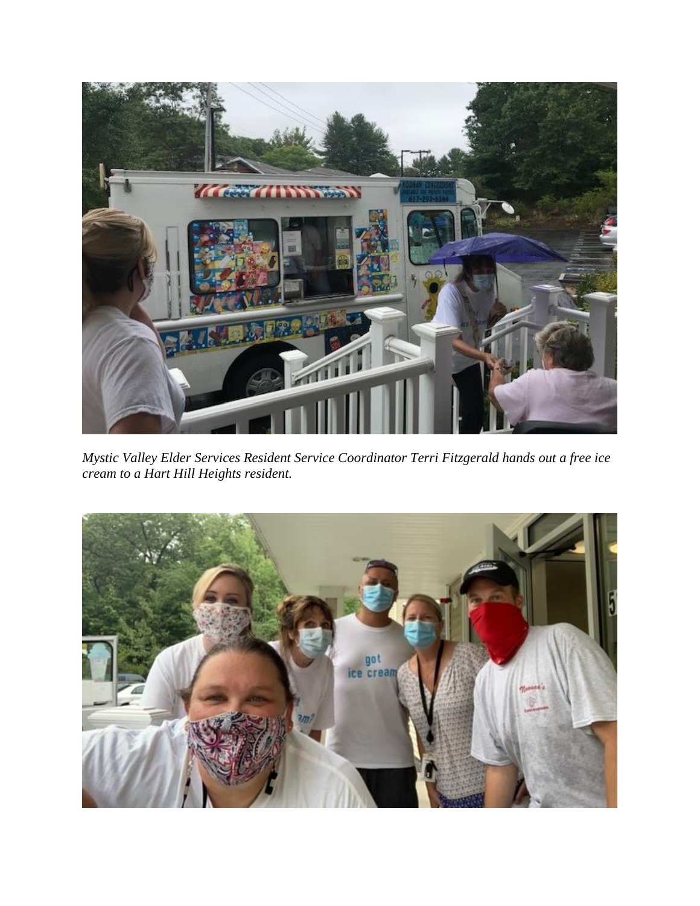*Mystic Valley Elder Services Resident Service Coordinator Terri Fitzgerald hands out a free ice cream to a Hart Hill Heights resident.*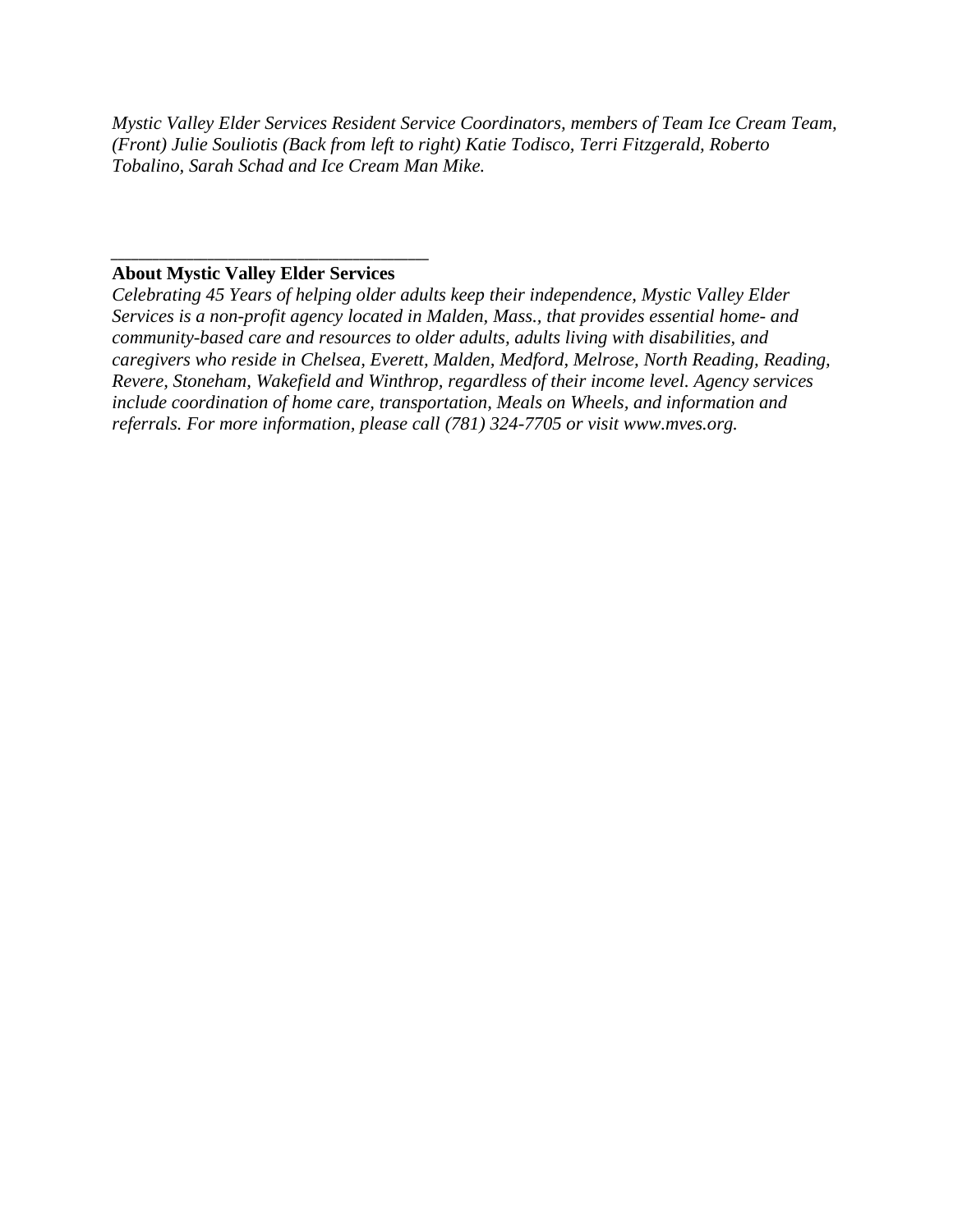*Mystic Valley Elder Services Resident Service Coordinators, members of Team Ice Cream Team, (Front) Julie Souliotis (Back from left to right) Katie Todisco, Terri Fitzgerald, Roberto Tobalino, Sarah Schad and Ice Cream Man Mike.*

___________________________________

**About Mystic Valley Elder Services**

*Celebrating 45 Years of helping older adults keep their independence, Mystic Valley Elder Services is a non-profit agency located in Malden, Mass., that provides essential home- and community-based care and resources to older adults, adults living with disabilities, and caregivers who reside in Chelsea, Everett, Malden, Medford, Melrose, North Reading, Reading, Revere, Stoneham, Wakefield and Winthrop, regardless of their income level. Agency services include coordination of home care, transportation, Meals on Wheels, and information and referrals. For more information, please call (781) 324-7705 or visit www.mves.org.*